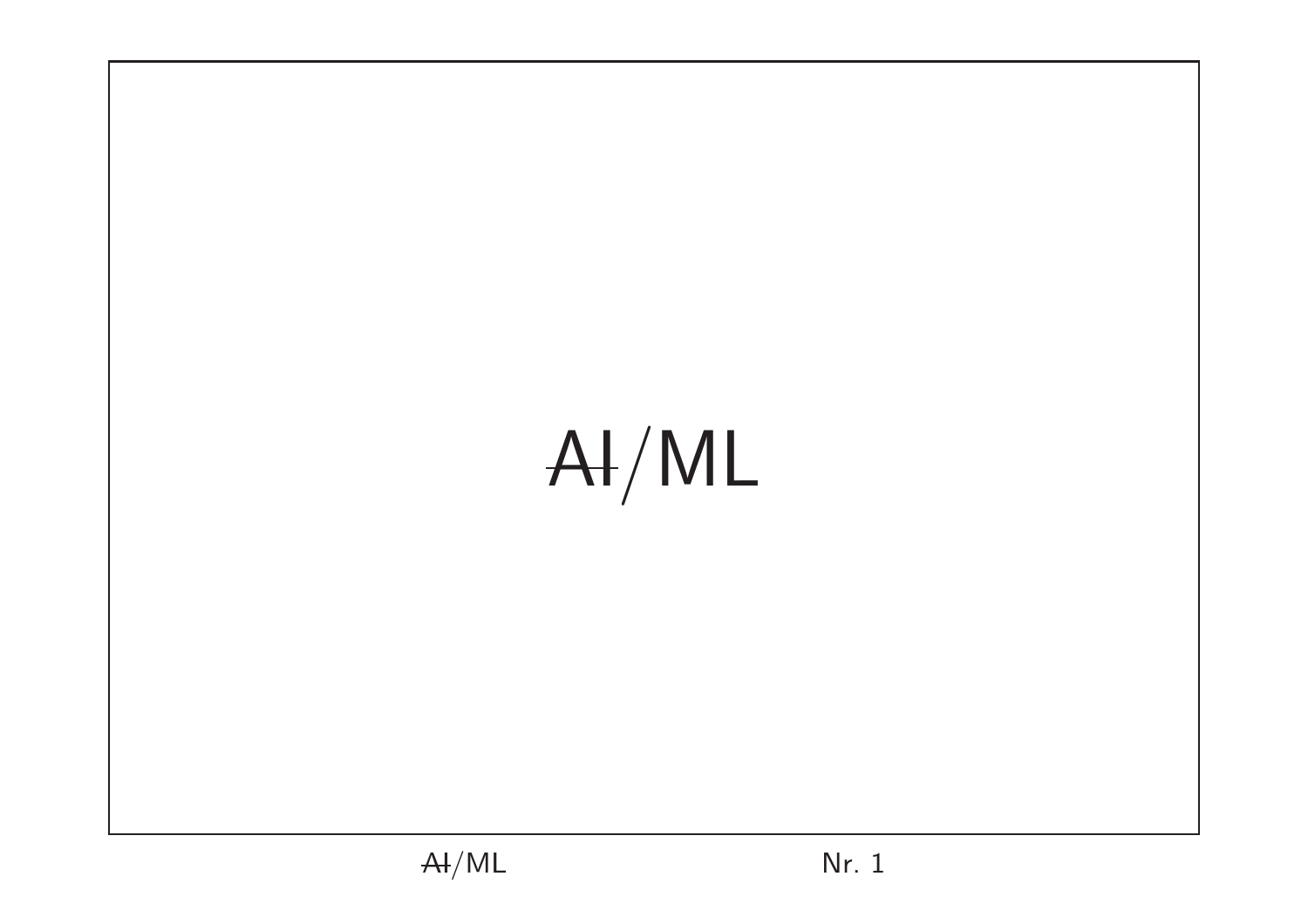# ~~AI~~/ML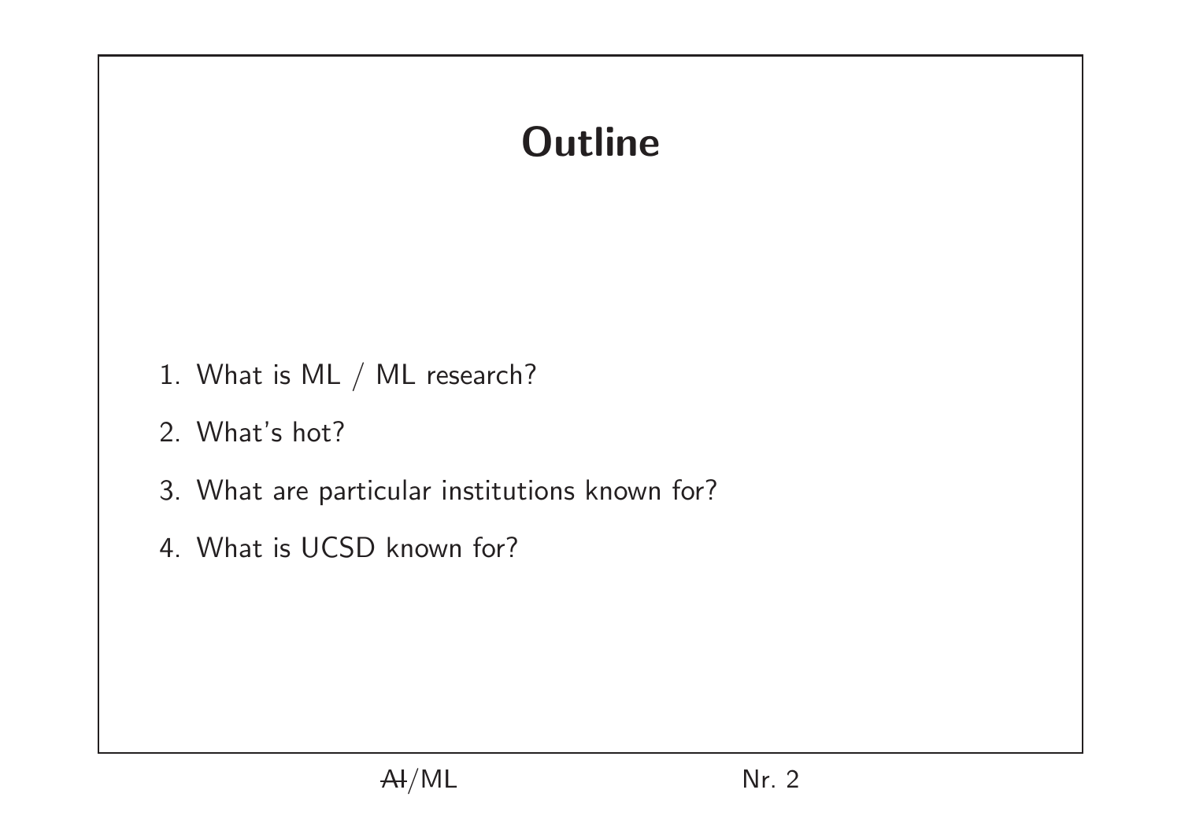# Outline

1. What is ML / ML research?
2. What's hot?
3. What are particular institutions known for?
4. What is UCSD known for?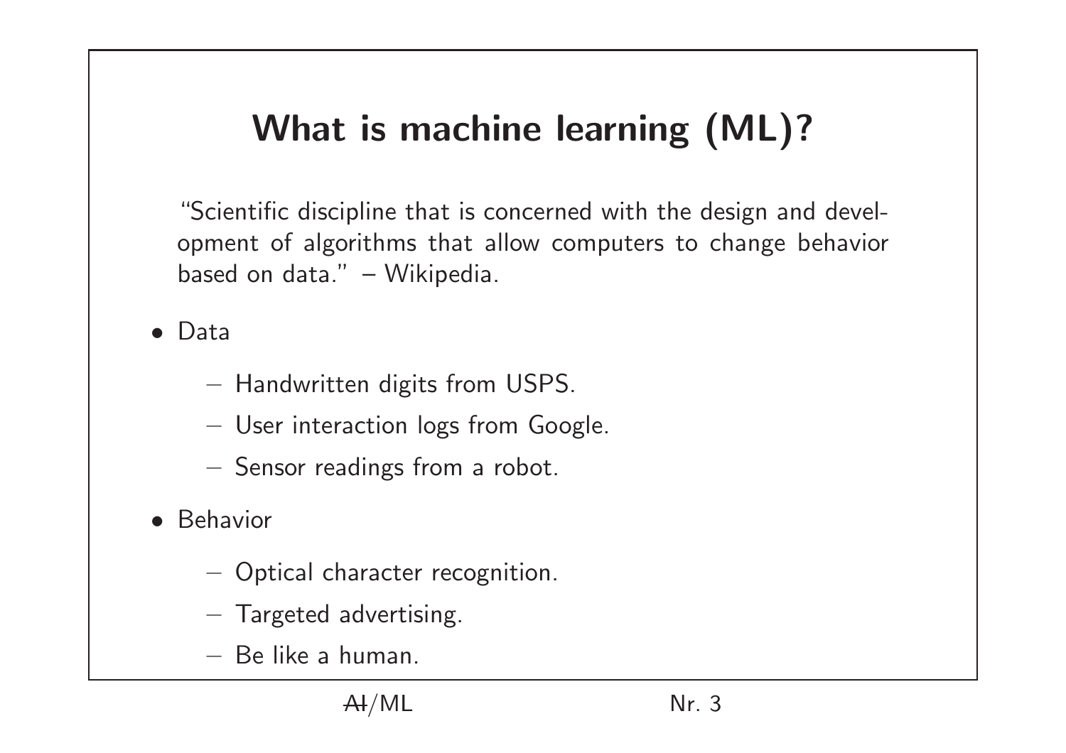# What is machine learning (ML)?

"Scientific discipline that is concerned with the design and development of algorithms that allow computers to change behavior based on data." – Wikipedia.

- Data
  - Handwritten digits from USPS.
  - User interaction logs from Google.
  - Sensor readings from a robot.
- Behavior
  - Optical character recognition.
  - Targeted advertising.
  - Be like a human.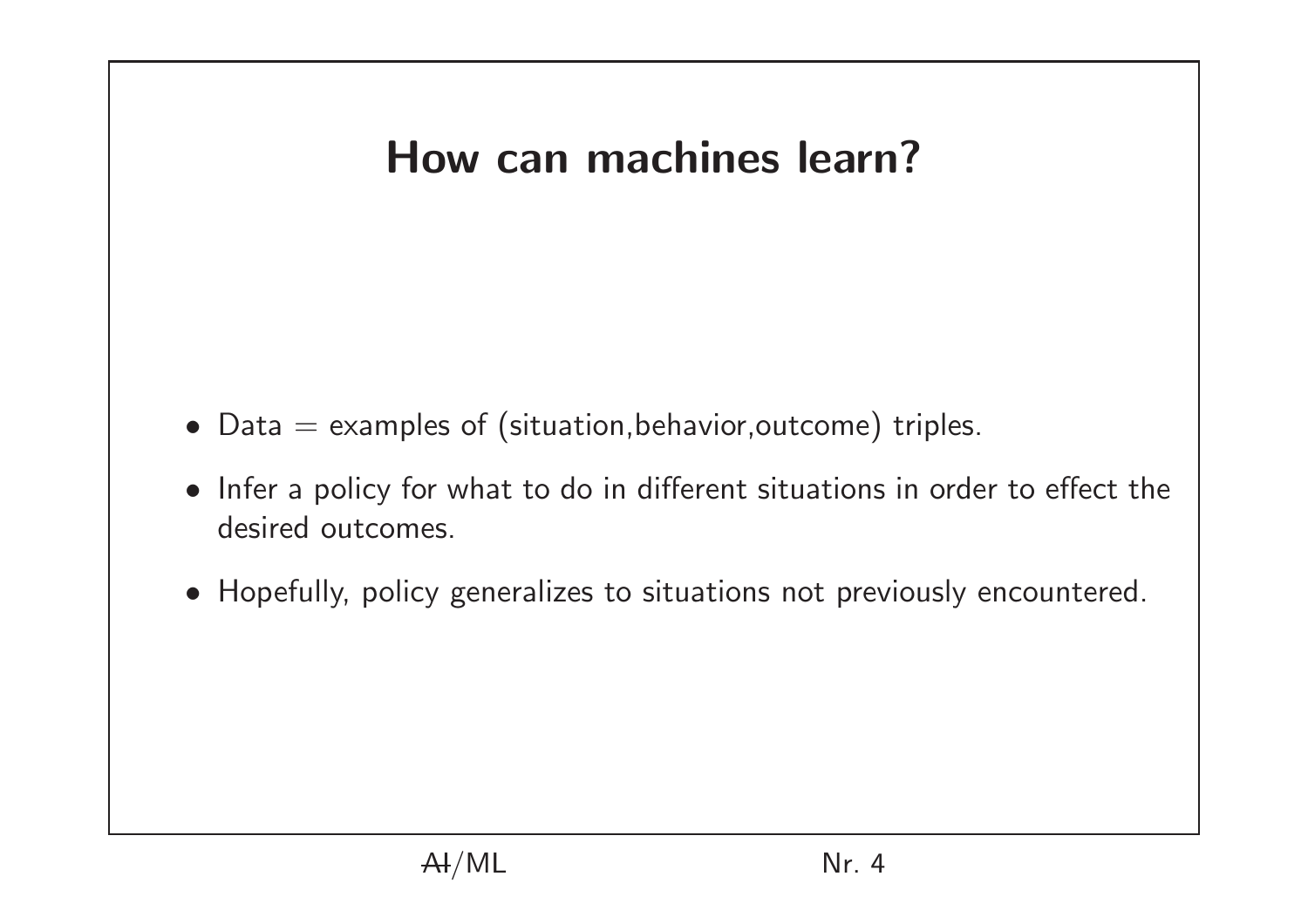# How can machines learn?

- Data = examples of (situation,behavior,outcome) triples.
- Infer a policy for what to do in different situations in order to effect the desired outcomes.
- Hopefully, policy generalizes to situations not previously encountered.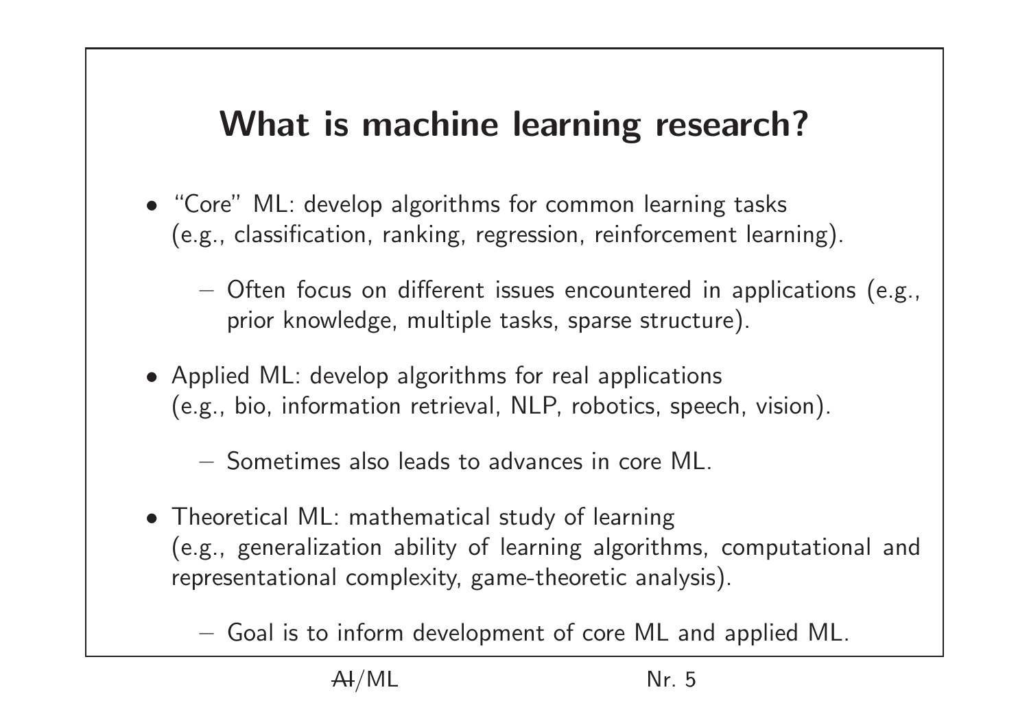# What is machine learning research?

- "Core" ML: develop algorithms for common learning tasks (e.g., classification, ranking, regression, reinforcement learning).
  - Often focus on different issues encountered in applications (e.g., prior knowledge, multiple tasks, sparse structure).
- Applied ML: develop algorithms for real applications (e.g., bio, information retrieval, NLP, robotics, speech, vision).
  - Sometimes also leads to advances in core ML.
- Theoretical ML: mathematical study of learning (e.g., generalization ability of learning algorithms, computational and representational complexity, game-theoretic analysis).
  - Goal is to inform development of core ML and applied ML.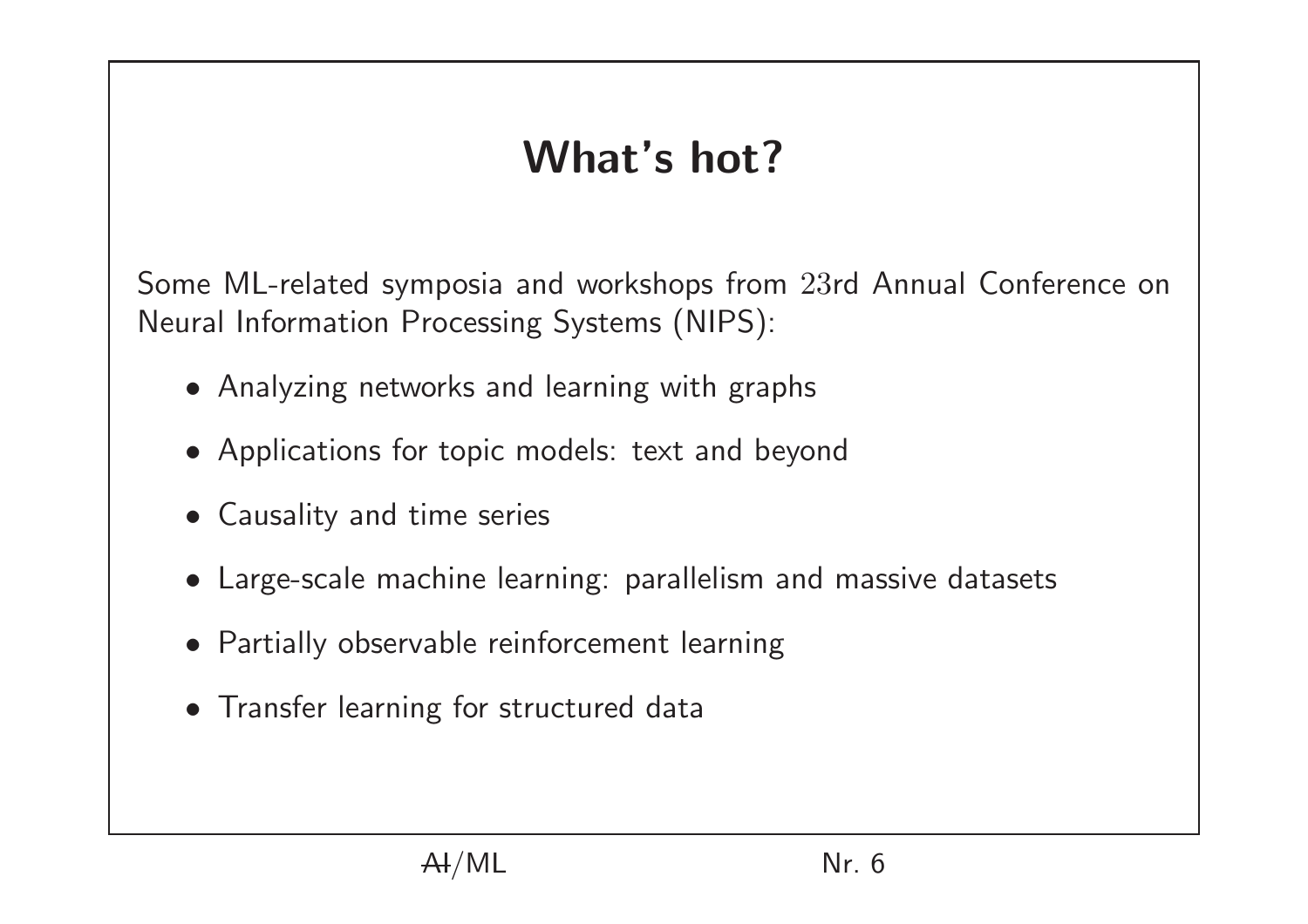# What's hot?

Some ML-related symposia and workshops from 23rd Annual Conference on Neural Information Processing Systems (NIPS):

- Analyzing networks and learning with graphs
- Applications for topic models: text and beyond
- Causality and time series
- Large-scale machine learning: parallelism and massive datasets
- Partially observable reinforcement learning
- Transfer learning for structured data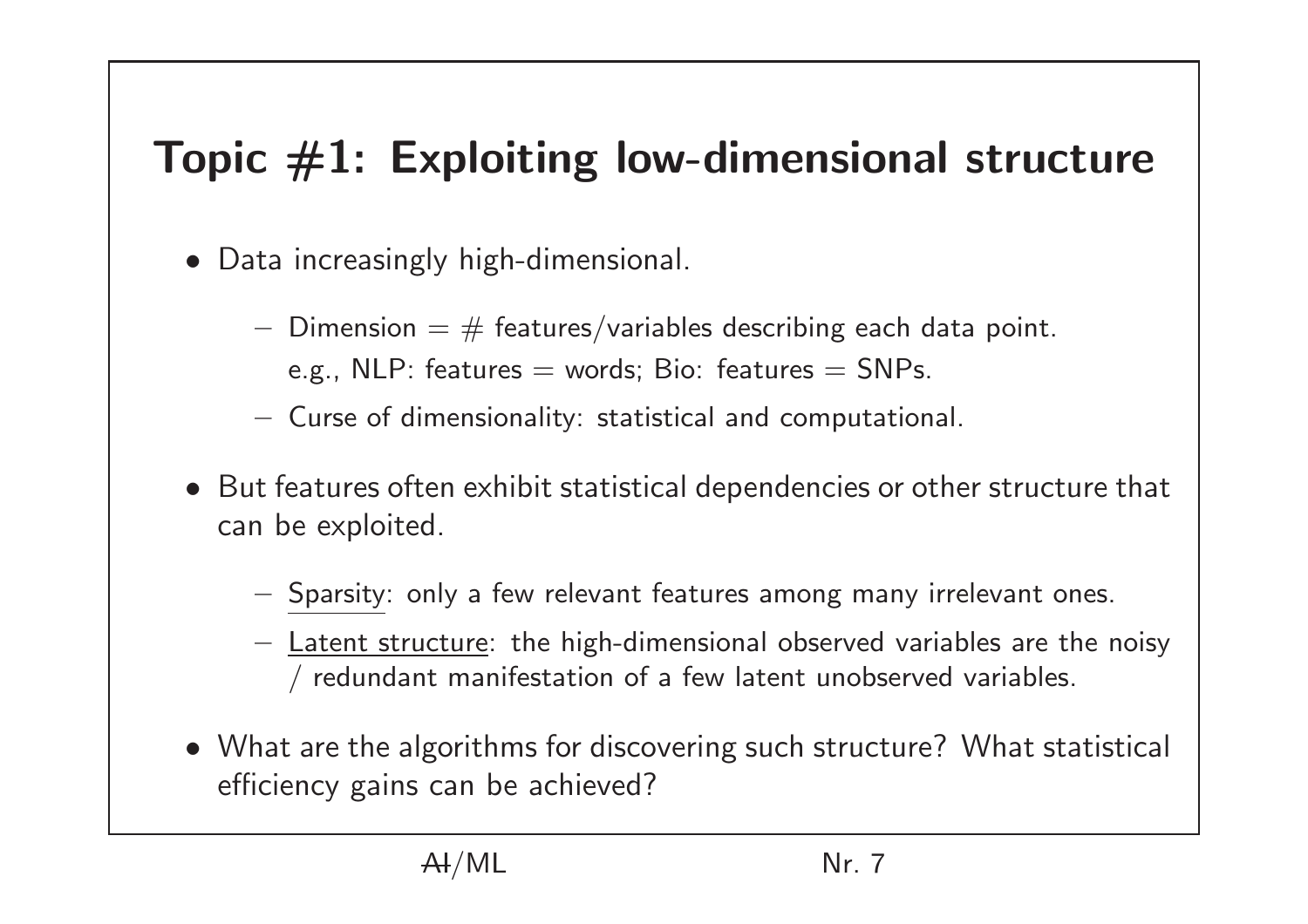# Topic #1: Exploiting low-dimensional structure

- Data increasingly high-dimensional.
  - Dimension = # features/variables describing each data point. e.g., NLP: features = words; Bio: features = SNPs.
  - Curse of dimensionality: statistical and computational.
- But features often exhibit statistical dependencies or other structure that can be exploited.
  - <u>Sparsity</u>: only a few relevant features among many irrelevant ones.
  - <u>Latent structure</u>: the high-dimensional observed variables are the noisy / redundant manifestation of a few latent unobserved variables.
- What are the algorithms for discovering such structure? What statistical efficiency gains can be achieved?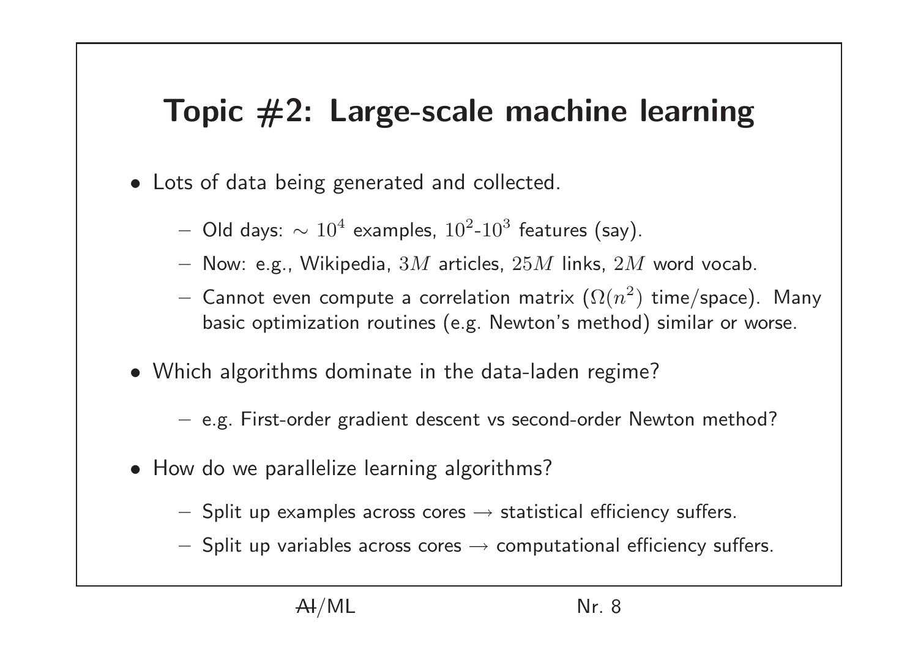# Topic #2: Large-scale machine learning

- Lots of data being generated and collected.
  - Old days: $\sim 10^4$ examples, $10^2$-$10^3$ features (say).
  - Now: e.g., Wikipedia, $3M$ articles, $25M$ links, $2M$ word vocab.
  - Cannot even compute a correlation matrix ($\Omega(n^2)$ time/space). Many basic optimization routines (e.g. Newton's method) similar or worse.
- Which algorithms dominate in the data-laden regime?
  - e.g. First-order gradient descent vs second-order Newton method?
- How do we parallelize learning algorithms?
  - Split up examples across cores → statistical efficiency suffers.
  - Split up variables across cores → computational efficiency suffers.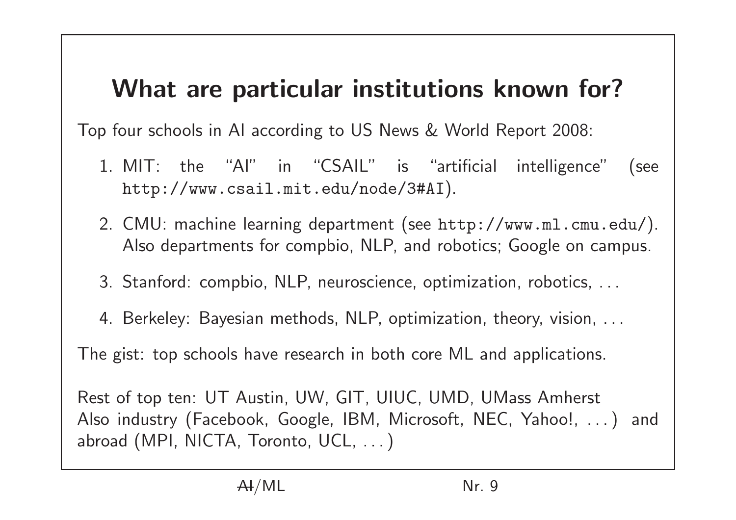# What are particular institutions known for?

Top four schools in AI according to US News & World Report 2008:

1. MIT: the "AI" in "CSAIL" is "artificial intelligence" (see http://www.csail.mit.edu/node/3#AI).
2. CMU: machine learning department (see http://www.ml.cmu.edu/). Also departments for compbio, NLP, and robotics; Google on campus.
3. Stanford: compbio, NLP, neuroscience, optimization, robotics, ...
4. Berkeley: Bayesian methods, NLP, optimization, theory, vision, ...

The gist: top schools have research in both core ML and applications.

Rest of top ten: UT Austin, UW, GIT, UIUC, UMD, UMass Amherst
Also industry (Facebook, Google, IBM, Microsoft, NEC, Yahoo!, ...) and abroad (MPI, NICTA, Toronto, UCL, ...)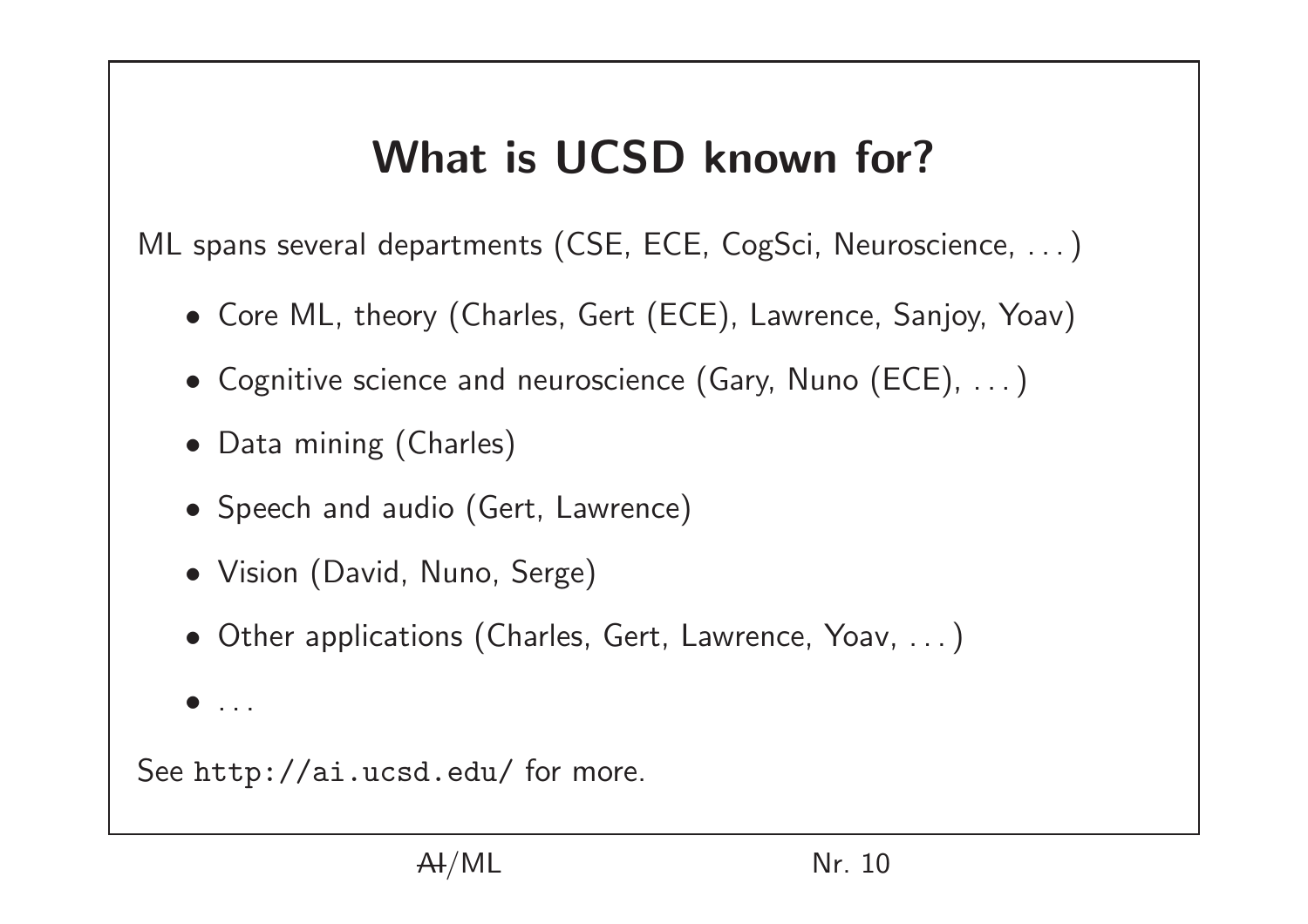# What is UCSD known for?

ML spans several departments (CSE, ECE, CogSci, Neuroscience, ...)

- Core ML, theory (Charles, Gert (ECE), Lawrence, Sanjoy, Yoav)
- Cognitive science and neuroscience (Gary, Nuno (ECE), ...)
- Data mining (Charles)
- Speech and audio (Gert, Lawrence)
- Vision (David, Nuno, Serge)
- Other applications (Charles, Gert, Lawrence, Yoav, ...)
- ...

See `http://ai.ucsd.edu/` for more.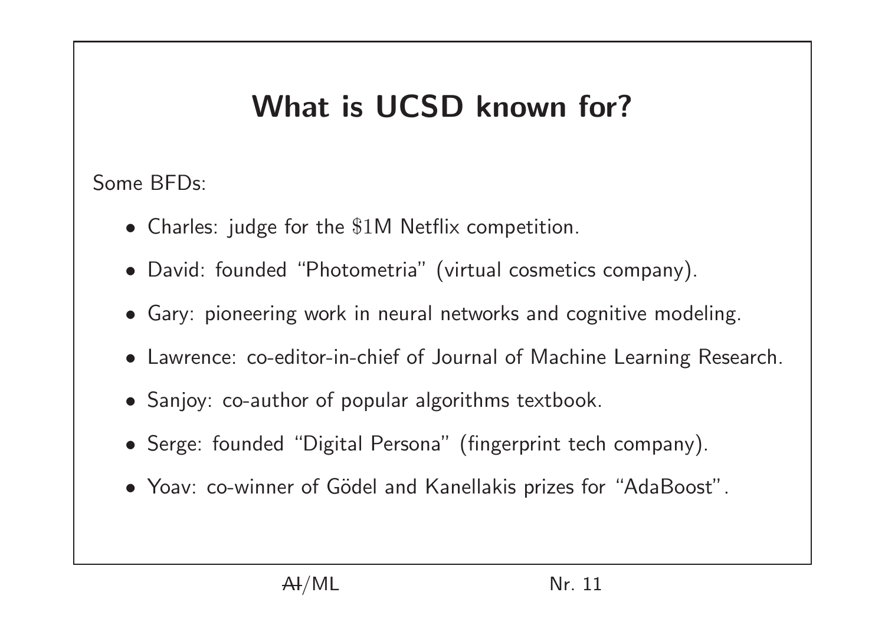# What is UCSD known for?

Some BFDs:

- Charles: judge for the $1M Netflix competition.
- David: founded "Photometria" (virtual cosmetics company).
- Gary: pioneering work in neural networks and cognitive modeling.
- Lawrence: co-editor-in-chief of Journal of Machine Learning Research.
- Sanjoy: co-author of popular algorithms textbook.
- Serge: founded "Digital Persona" (fingerprint tech company).
- Yoav: co-winner of Gödel and Kanellakis prizes for "AdaBoost".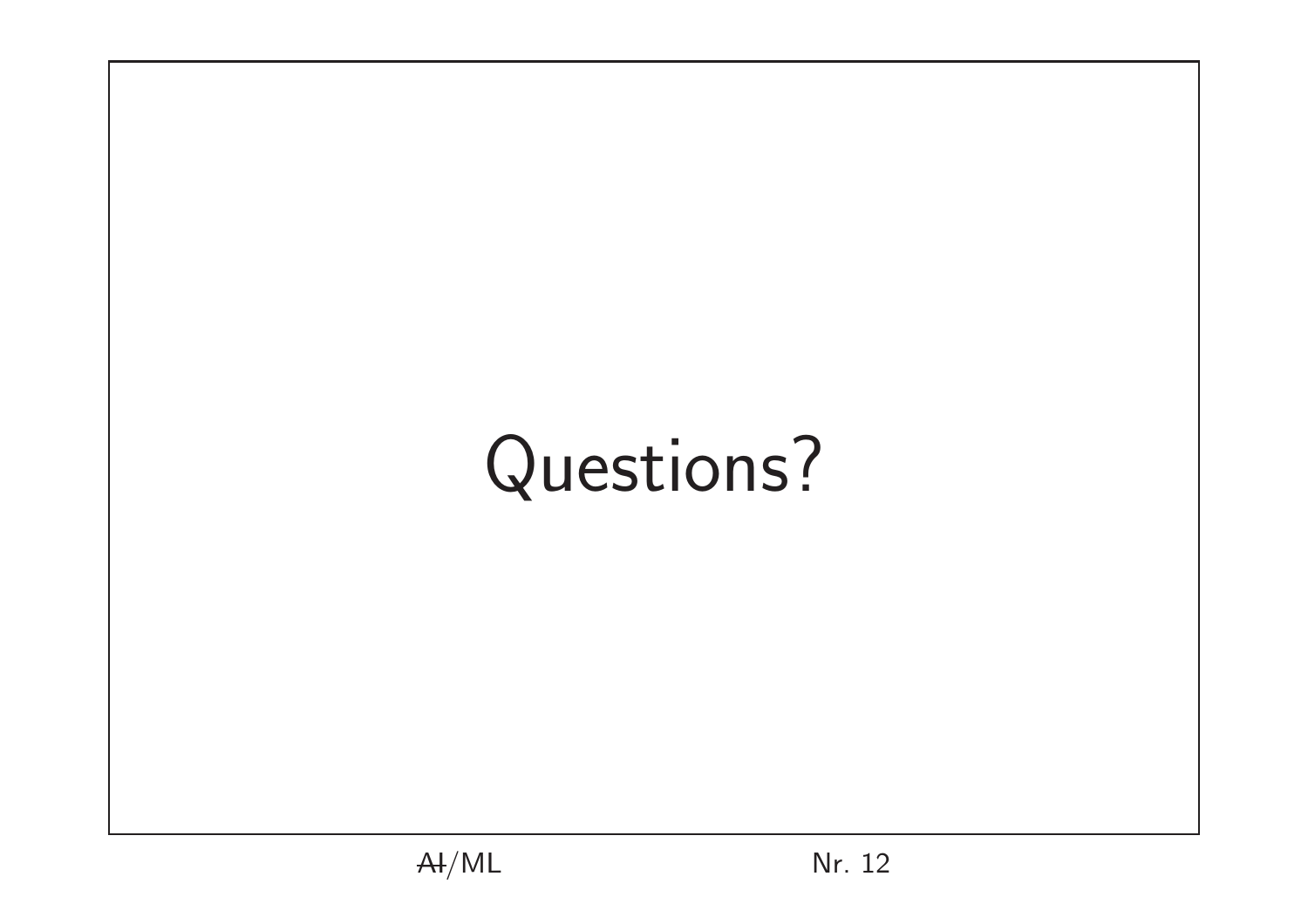Questions?